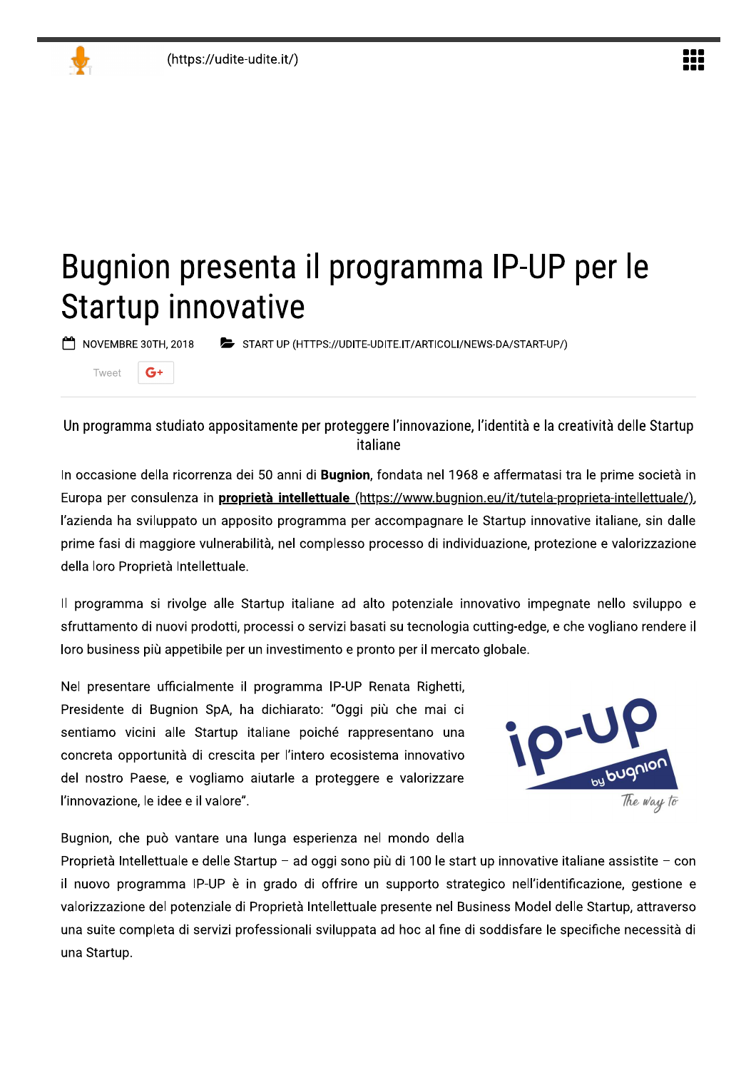(https://udite-udite.it/)

# Bugnion presenta il programma IP-UP per le Startup innovative

NOVEMBRE 30TH, 2018 START UP (HTTPS://UDITE-UDITE.IT/ARTICOLI/NEWS-DA/START-UP/)

Tweet G+

Un programma studiato appositamente per proteggere l'innovazione, l'identità e la creatività delle Startup italiane

In occasione della ricorrenza dei 50 anni di **Bugnion**, fondata nel 1968 e affermatasi tra le prime società in Europa per consulenza in **proprietà intellettuale** (https://www.bugnion.eu/it/tutela-proprieta-intellettuale/), l'azienda ha sviluppato un apposito programma per accompagnare le Startup innovative italiane, sin dalle prime fasi di maggiore vulnerabilità, nel complesso processo di individuazione, protezione e valorizzazione della loro Proprietà Intellettuale.

Il programma si rivolge alle Startup italiane ad alto potenziale innovativo impegnate nello sviluppo e sfruttamento di nuovi prodotti, processi o servizi basati su tecnologia cutting-edge, e che vogliano rendere il loro business più appetibile per un investimento e pronto per il mercato globale.

Nel presentare ufficialmente il programma IP-UP Renata Righetti, Presidente di Bugnion SpA, ha dichiarato: "Oggi più che mai ci sentiamo vicini alle Startup italiane poiché rappresentano una concreta opportunità di crescita per l'intero ecosistema innovativo del nostro Paese, e vogliamo aiutarle a proteggere e valorizzare l'innovazione, le idee e il valore".

ip-up by bugnion The way to

Bugnion, che può vantare una lunga esperienza nel mondo della Proprietà Intellettuale e delle Startup – ad oggi sono più di 100 le start up innovative italiane assistite – con il nuovo programma IP-UP è in grado di offrire un supporto strategico nell'identificazione, gestione e valorizzazione del potenziale di Proprietà Intellettuale presente nel Business Model delle Startup, attraverso una suite completa di servizi professionali sviluppata ad hoc al fine di soddisfare le specifiche necessità di una Startup.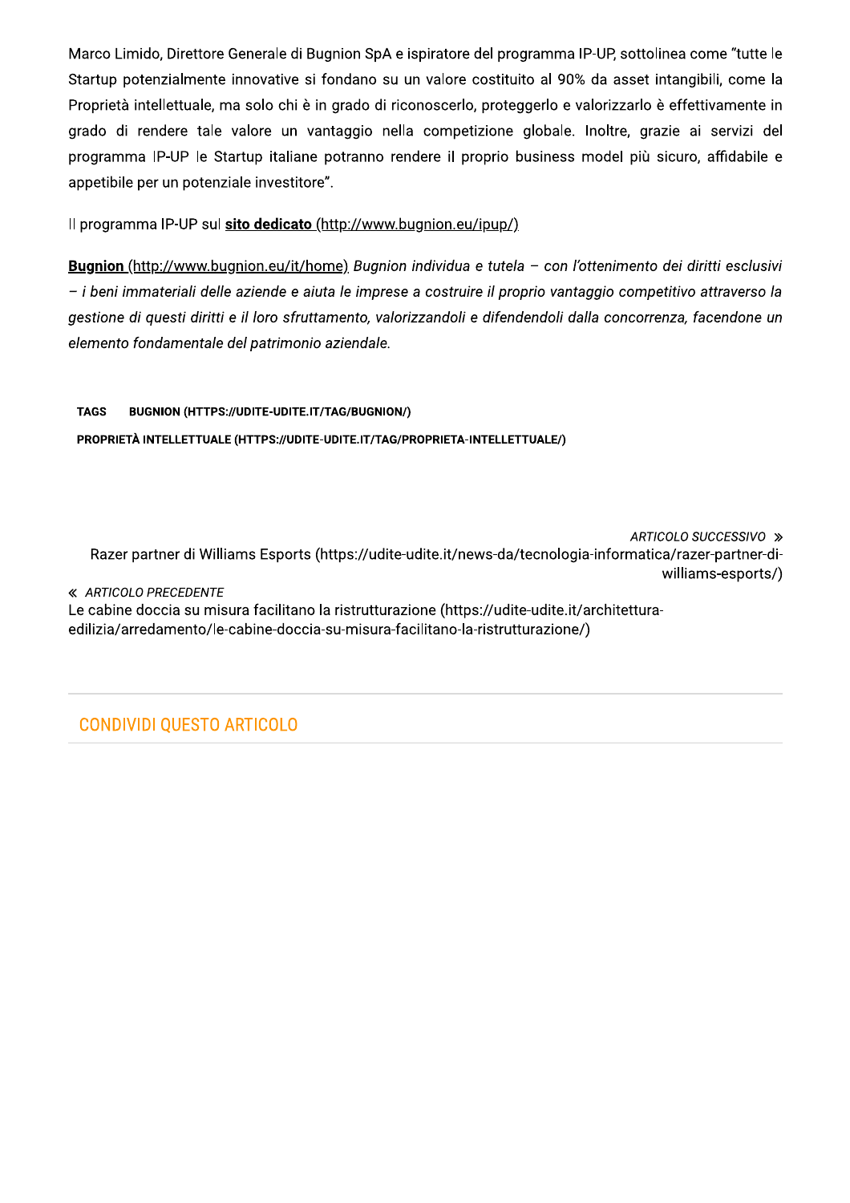Marco Limido, Direttore Generale di Bugnion SpA e ispiratore del programma IP-UP, sottolinea come "tutte le Startup potenzialmente innovative si fondano su un valore costituito al 90% da asset intangibili, come la Proprietà intellettuale, ma solo chi è in grado di riconoscerlo, proteggerlo e valorizzarlo è effettivamente in grado di rendere tale valore un vantaggio nella competizione globale. Inoltre, grazie ai servizi del programma IP-UP le Startup italiane potranno rendere il proprio business model più sicuro, affidabile e appetibile per un potenziale investitore".

Il programma IP-UP sul **sito dedicato** (http://www.bugnion.eu/ipup/)

**Bugnion** (http://www.bugnion.eu/it/home) *Bugnion individua e tutela – con l'ottenimento dei diritti esclusivi – i beni immateriali delle aziende e aiuta le imprese a costruire il proprio vantaggio competitivo attraverso la gestione di questi diritti e il loro sfruttamento, valorizzandoli e difendendoli dalla concorrenza, facendone un elemento fondamentale del patrimonio aziendale.*

**TAGS** **BUGNION (HTTPS://UDITE-UDITE.IT/TAG/BUGNION/)**

**PROPRIETÀ INTELLETTUALE (HTTPS://UDITE-UDITE.IT/TAG/PROPRIETA-INTELLETTUALE/)**

*ARTICOLO SUCCESSIVO* »

Razer partner di Williams Esports (https://udite-udite.it/news-da/tecnologia-informatica/razer-partner-di-williams-esports/)

« *ARTICOLO PRECEDENTE*

Le cabine doccia su misura facilitano la ristrutturazione (https://udite-udite.it/architettura-edilizia/arredamento/le-cabine-doccia-su-misura-facilitano-la-ristrutturazione/)

## CONDIVIDI QUESTO ARTICOLO